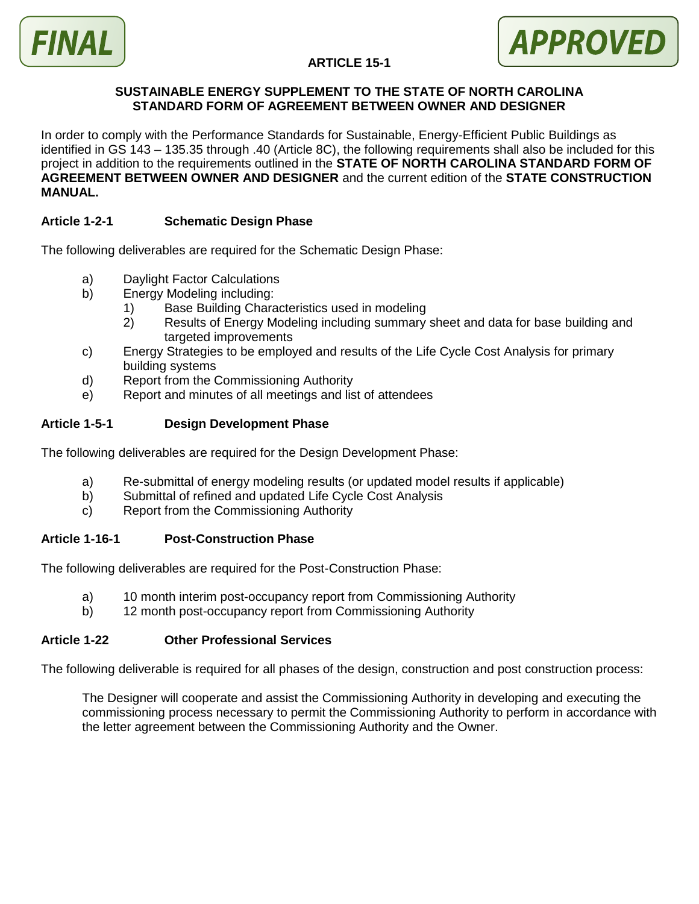FINAL

APPROVED

# ARTICLE 15-1

## SUSTAINABLE ENERGY SUPPLEMENT TO THE STATE OF NORTH CAROLINA STANDARD FORM OF AGREEMENT BETWEEN OWNER AND DESIGNER

In order to comply with the Performance Standards for Sustainable, Energy-Efficient Public Buildings as identified in GS 143 – 135.35 through .40 (Article 8C), the following requirements shall also be included for this project in addition to the requirements outlined in the **STATE OF NORTH CAROLINA STANDARD FORM OF AGREEMENT BETWEEN OWNER AND DESIGNER** and the current edition of the **STATE CONSTRUCTION MANUAL.**

### Article 1-2-1 Schematic Design Phase

The following deliverables are required for the Schematic Design Phase:

- a) Daylight Factor Calculations
- b) Energy Modeling including:
  - 1) Base Building Characteristics used in modeling
  - 2) Results of Energy Modeling including summary sheet and data for base building and targeted improvements
- c) Energy Strategies to be employed and results of the Life Cycle Cost Analysis for primary building systems
- d) Report from the Commissioning Authority
- e) Report and minutes of all meetings and list of attendees

### Article 1-5-1 Design Development Phase

The following deliverables are required for the Design Development Phase:

- a) Re-submittal of energy modeling results (or updated model results if applicable)
- b) Submittal of refined and updated Life Cycle Cost Analysis
- c) Report from the Commissioning Authority

### Article 1-16-1 Post-Construction Phase

The following deliverables are required for the Post-Construction Phase:

- a) 10 month interim post-occupancy report from Commissioning Authority
- b) 12 month post-occupancy report from Commissioning Authority

### Article 1-22 Other Professional Services

The following deliverable is required for all phases of the design, construction and post construction process:

The Designer will cooperate and assist the Commissioning Authority in developing and executing the commissioning process necessary to permit the Commissioning Authority to perform in accordance with the letter agreement between the Commissioning Authority and the Owner.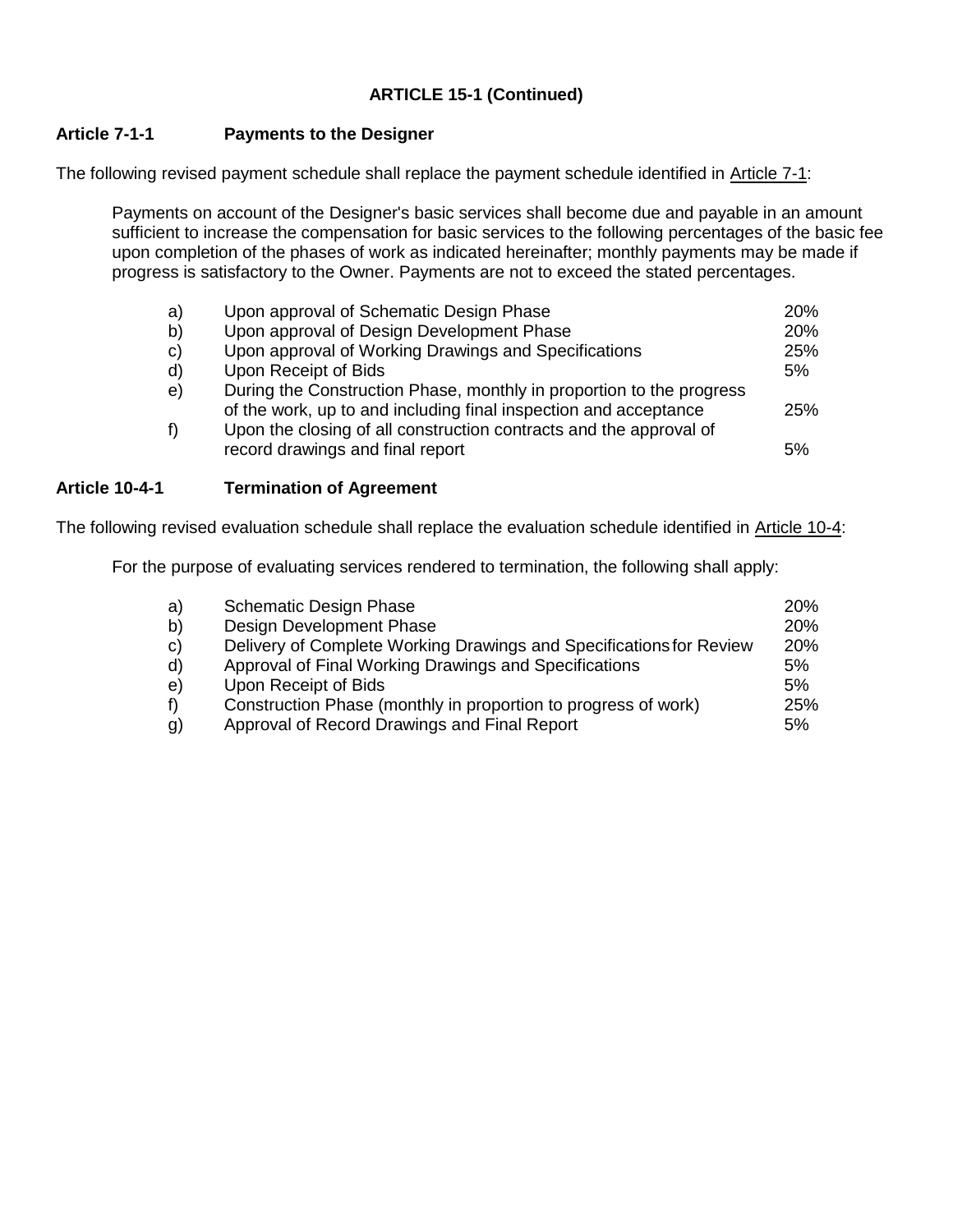**ARTICLE 15-1 (Continued)**

**Article 7-1-1 Payments to the Designer**

The following revised payment schedule shall replace the payment schedule identified in Article 7-1:

Payments on account of the Designer's basic services shall become due and payable in an amount sufficient to increase the compensation for basic services to the following percentages of the basic fee upon completion of the phases of work as indicated hereinafter; monthly payments may be made if progress is satisfactory to the Owner. Payments are not to exceed the stated percentages.

| | | |
|---|---|---|
| a) | Upon approval of Schematic Design Phase | 20% |
| b) | Upon approval of Design Development Phase | 20% |
| c) | Upon approval of Working Drawings and Specifications | 25% |
| d) | Upon Receipt of Bids | 5% |
| e) | During the Construction Phase, monthly in proportion to the progress of the work, up to and including final inspection and acceptance | 25% |
| f) | Upon the closing of all construction contracts and the approval of record drawings and final report | 5% |

**Article 10-4-1 Termination of Agreement**

The following revised evaluation schedule shall replace the evaluation schedule identified in Article 10-4:

For the purpose of evaluating services rendered to termination, the following shall apply:

| | | |
|---|---|---|
| a) | Schematic Design Phase | 20% |
| b) | Design Development Phase | 20% |
| c) | Delivery of Complete Working Drawings and Specifications for Review | 20% |
| d) | Approval of Final Working Drawings and Specifications | 5% |
| e) | Upon Receipt of Bids | 5% |
| f) | Construction Phase (monthly in proportion to progress of work) | 25% |
| g) | Approval of Record Drawings and Final Report | 5% |